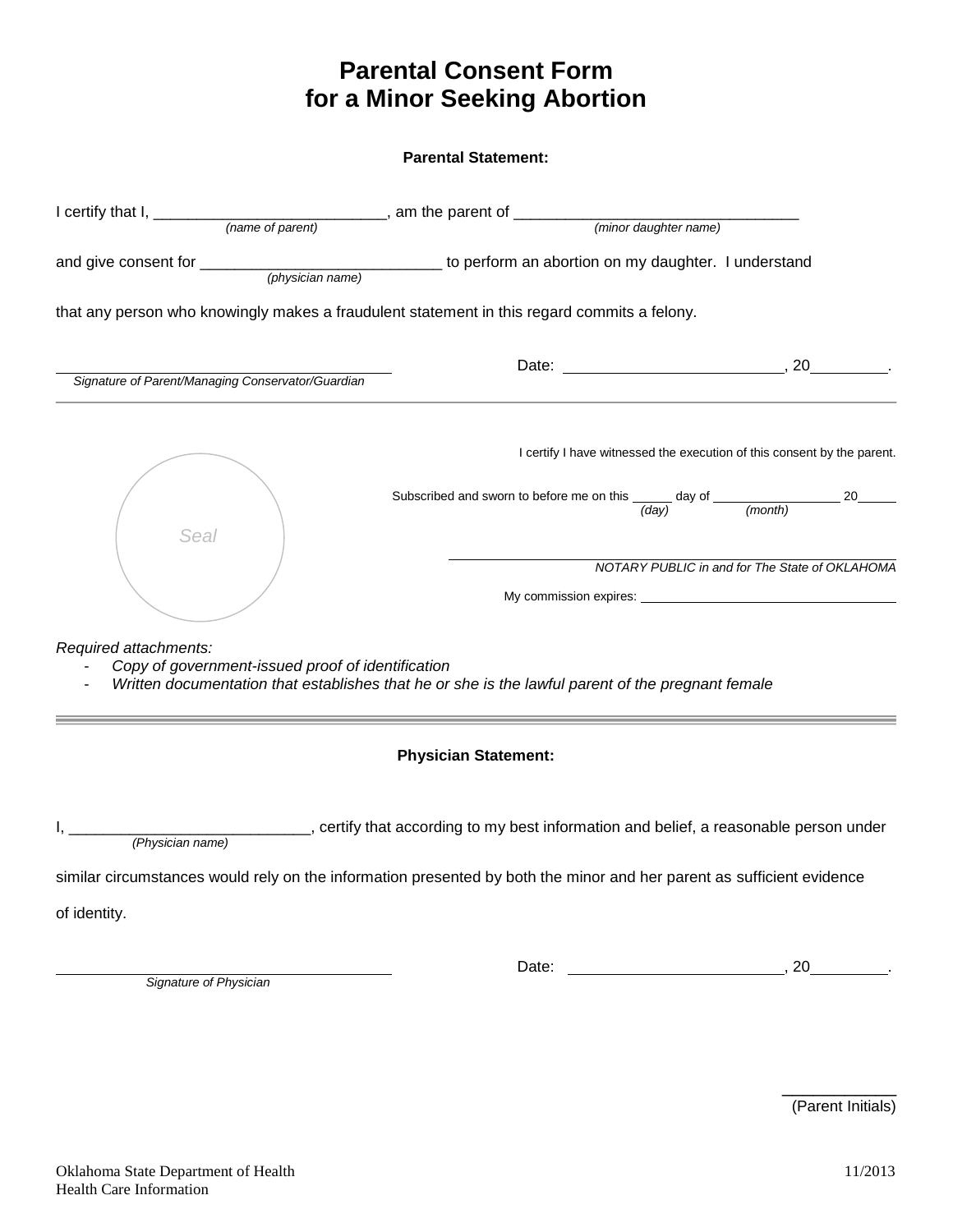# Parental Consent Form for a Minor Seeking Abortion

**Parental Statement:**

I certify that I, ___________________________, am the parent of ________________________________
*(name of parent)* *(minor daughter name)*

and give consent for ___________________________ to perform an abortion on my daughter. I understand
*(physician name)*

that any person who knowingly makes a fraudulent statement in this regard commits a felony.

______________________________________ Date: _________________________, 20_________.
*Signature of Parent/Managing Conservator/Guardian*

---

Seal

I certify I have witnessed the execution of this consent by the parent.

Subscribed and sworn to before me on this ______ day of __________________ 20______
*(day)* *(month)*

______________________________________
*NOTARY PUBLIC in and for The State of OKLAHOMA*

My commission expires: ___________________________________

*Required attachments:*

- *Copy of government-issued proof of identification*
- *Written documentation that establishes that he or she is the lawful parent of the pregnant female*

---

**Physician Statement:**

I, ___________________________, certify that according to my best information and belief, a reasonable person under
*(Physician name)*

similar circumstances would rely on the information presented by both the minor and her parent as sufficient evidence

of identity.

______________________________________ Date: _________________________, 20_________.
*Signature of Physician*

____________
(Parent Initials)

Oklahoma State Department of Health
Health Care Information

11/2013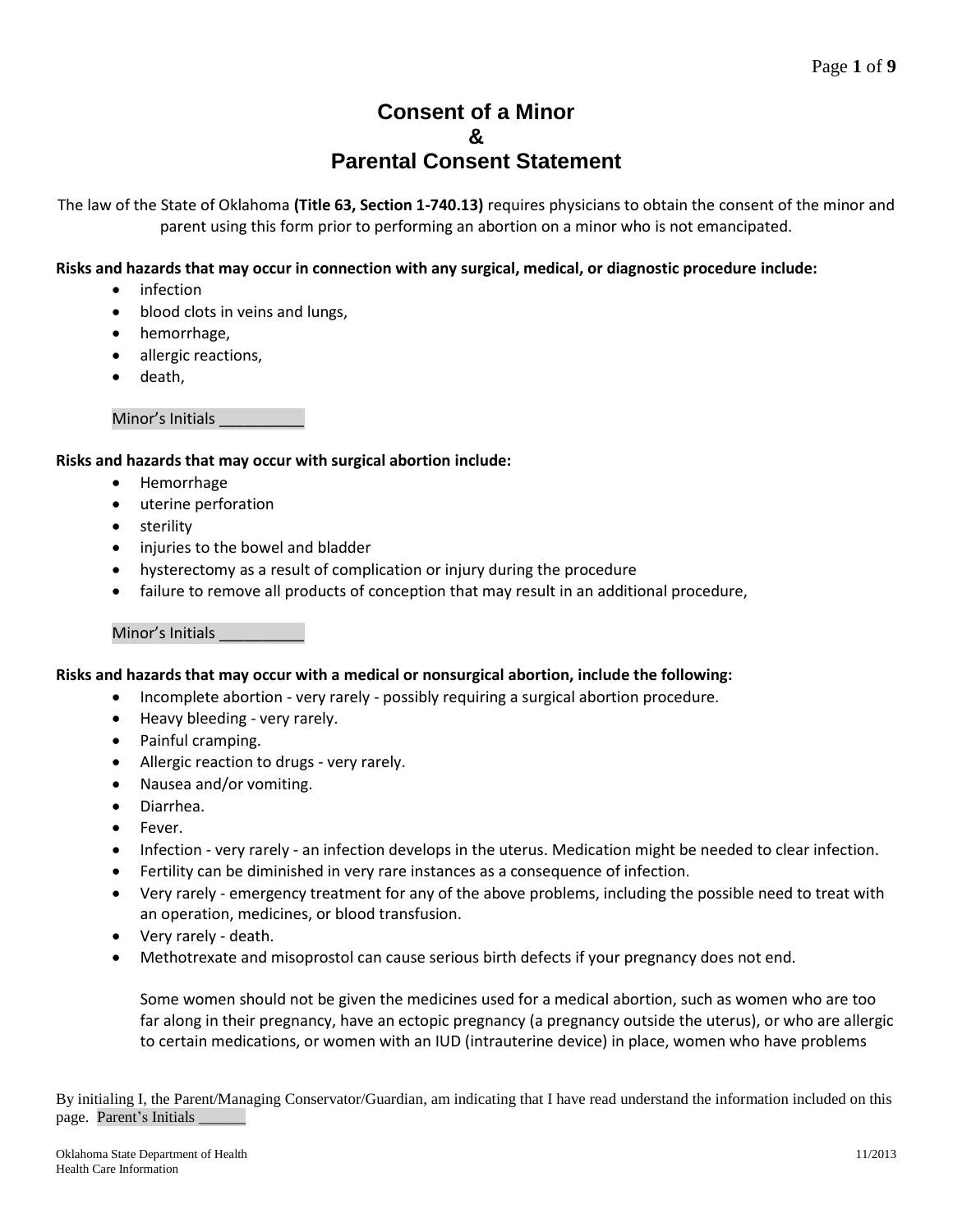# Consent of a Minor
# &
# Parental Consent Statement

The law of the State of Oklahoma **(Title 63, Section 1-740.13)** requires physicians to obtain the consent of the minor and parent using this form prior to performing an abortion on a minor who is not emancipated.

**Risks and hazards that may occur in connection with any surgical, medical, or diagnostic procedure include:**

- infection
- blood clots in veins and lungs,
- hemorrhage,
- allergic reactions,
- death,

Minor's Initials __________

**Risks and hazards that may occur with surgical abortion include:**

- Hemorrhage
- uterine perforation
- sterility
- injuries to the bowel and bladder
- hysterectomy as a result of complication or injury during the procedure
- failure to remove all products of conception that may result in an additional procedure,

Minor's Initials __________

**Risks and hazards that may occur with a medical or nonsurgical abortion, include the following:**

- Incomplete abortion - very rarely - possibly requiring a surgical abortion procedure.
- Heavy bleeding - very rarely.
- Painful cramping.
- Allergic reaction to drugs - very rarely.
- Nausea and/or vomiting.
- Diarrhea.
- Fever.
- Infection - very rarely - an infection develops in the uterus. Medication might be needed to clear infection.
- Fertility can be diminished in very rare instances as a consequence of infection.
- Very rarely - emergency treatment for any of the above problems, including the possible need to treat with an operation, medicines, or blood transfusion.
- Very rarely - death.
- Methotrexate and misoprostol can cause serious birth defects if your pregnancy does not end.

  Some women should not be given the medicines used for a medical abortion, such as women who are too far along in their pregnancy, have an ectopic pregnancy (a pregnancy outside the uterus), or who are allergic to certain medications, or women with an IUD (intrauterine device) in place, women who have problems

By initialing I, the Parent/Managing Conservator/Guardian, am indicating that I have read understand the information included on this page. Parent's Initials ______

Oklahoma State Department of Health
Health Care Information

11/2013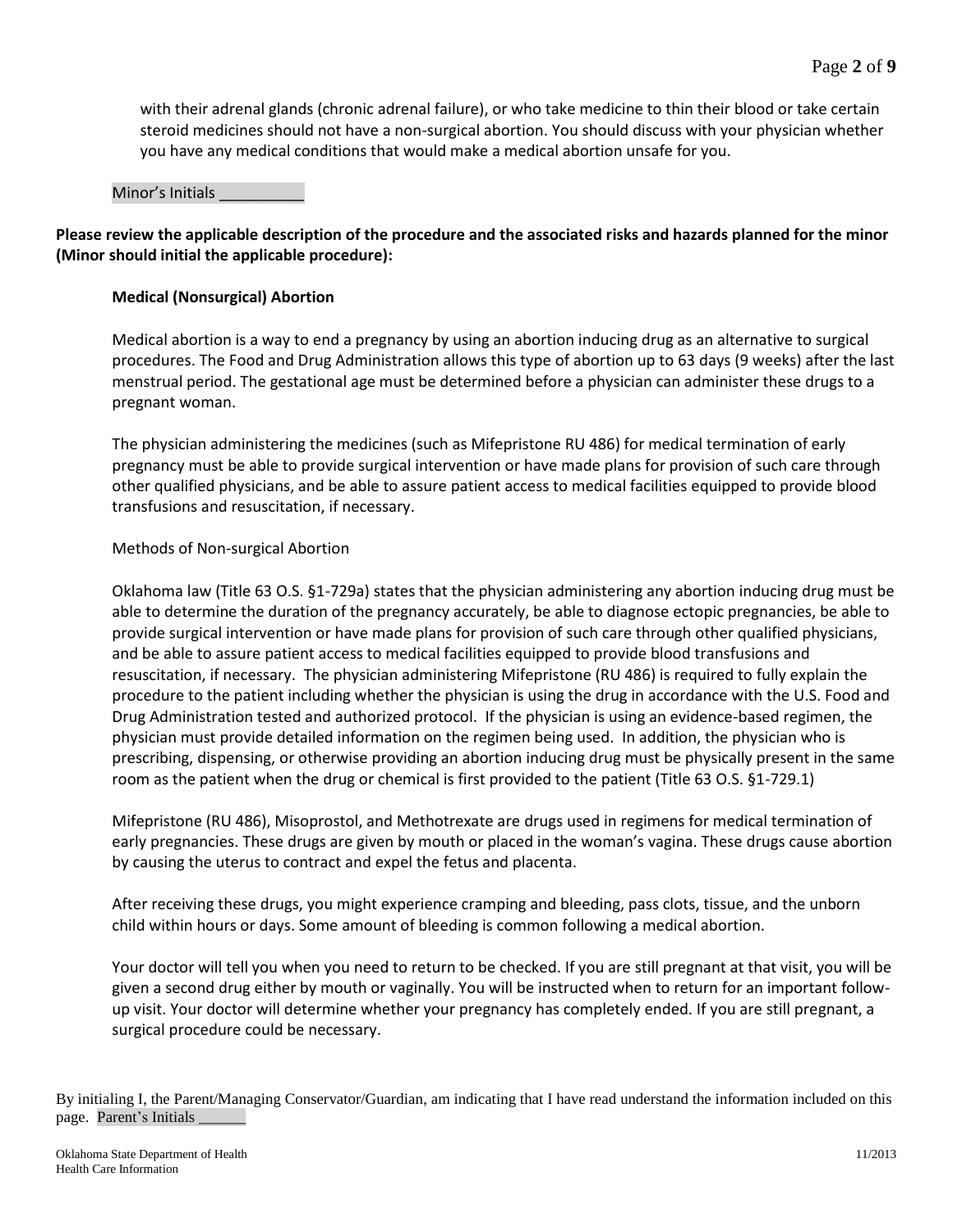with their adrenal glands (chronic adrenal failure), or who take medicine to thin their blood or take certain steroid medicines should not have a non-surgical abortion. You should discuss with your physician whether you have any medical conditions that would make a medical abortion unsafe for you.

Minor's Initials __________

**Please review the applicable description of the procedure and the associated risks and hazards planned for the minor (Minor should initial the applicable procedure):**

**Medical (Nonsurgical) Abortion**

Medical abortion is a way to end a pregnancy by using an abortion inducing drug as an alternative to surgical procedures. The Food and Drug Administration allows this type of abortion up to 63 days (9 weeks) after the last menstrual period. The gestational age must be determined before a physician can administer these drugs to a pregnant woman.

The physician administering the medicines (such as Mifepristone RU 486) for medical termination of early pregnancy must be able to provide surgical intervention or have made plans for provision of such care through other qualified physicians, and be able to assure patient access to medical facilities equipped to provide blood transfusions and resuscitation, if necessary.

Methods of Non-surgical Abortion

Oklahoma law (Title 63 O.S. §1-729a) states that the physician administering any abortion inducing drug must be able to determine the duration of the pregnancy accurately, be able to diagnose ectopic pregnancies, be able to provide surgical intervention or have made plans for provision of such care through other qualified physicians, and be able to assure patient access to medical facilities equipped to provide blood transfusions and resuscitation, if necessary. The physician administering Mifepristone (RU 486) is required to fully explain the procedure to the patient including whether the physician is using the drug in accordance with the U.S. Food and Drug Administration tested and authorized protocol. If the physician is using an evidence-based regimen, the physician must provide detailed information on the regimen being used. In addition, the physician who is prescribing, dispensing, or otherwise providing an abortion inducing drug must be physically present in the same room as the patient when the drug or chemical is first provided to the patient (Title 63 O.S. §1-729.1)

Mifepristone (RU 486), Misoprostol, and Methotrexate are drugs used in regimens for medical termination of early pregnancies. These drugs are given by mouth or placed in the woman's vagina. These drugs cause abortion by causing the uterus to contract and expel the fetus and placenta.

After receiving these drugs, you might experience cramping and bleeding, pass clots, tissue, and the unborn child within hours or days. Some amount of bleeding is common following a medical abortion.

Your doctor will tell you when you need to return to be checked. If you are still pregnant at that visit, you will be given a second drug either by mouth or vaginally. You will be instructed when to return for an important follow-up visit. Your doctor will determine whether your pregnancy has completely ended. If you are still pregnant, a surgical procedure could be necessary.

By initialing I, the Parent/Managing Conservator/Guardian, am indicating that I have read understand the information included on this page. Parent's Initials ______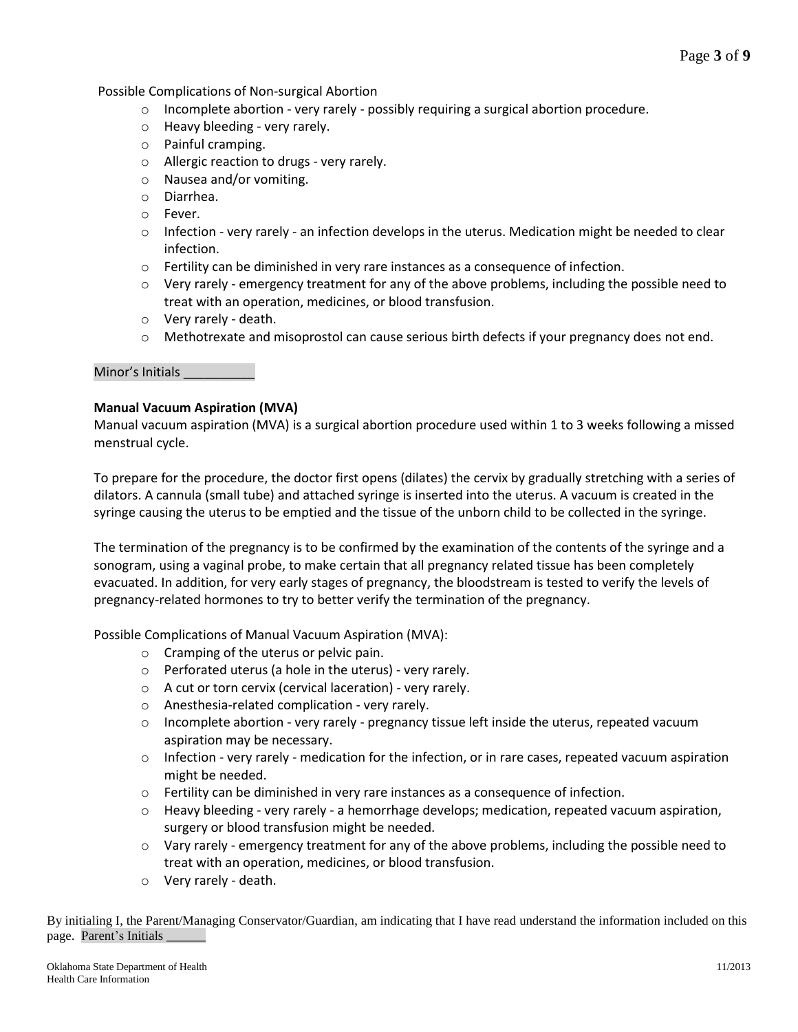Possible Complications of Non-surgical Abortion

- Incomplete abortion - very rarely - possibly requiring a surgical abortion procedure.
- Heavy bleeding - very rarely.
- Painful cramping.
- Allergic reaction to drugs - very rarely.
- Nausea and/or vomiting.
- Diarrhea.
- Fever.
- Infection - very rarely - an infection develops in the uterus. Medication might be needed to clear infection.
- Fertility can be diminished in very rare instances as a consequence of infection.
- Very rarely - emergency treatment for any of the above problems, including the possible need to treat with an operation, medicines, or blood transfusion.
- Very rarely - death.
- Methotrexate and misoprostol can cause serious birth defects if your pregnancy does not end.

Minor's Initials __________

**Manual Vacuum Aspiration (MVA)**

Manual vacuum aspiration (MVA) is a surgical abortion procedure used within 1 to 3 weeks following a missed menstrual cycle.

To prepare for the procedure, the doctor first opens (dilates) the cervix by gradually stretching with a series of dilators. A cannula (small tube) and attached syringe is inserted into the uterus. A vacuum is created in the syringe causing the uterus to be emptied and the tissue of the unborn child to be collected in the syringe.

The termination of the pregnancy is to be confirmed by the examination of the contents of the syringe and a sonogram, using a vaginal probe, to make certain that all pregnancy related tissue has been completely evacuated. In addition, for very early stages of pregnancy, the bloodstream is tested to verify the levels of pregnancy-related hormones to try to better verify the termination of the pregnancy.

Possible Complications of Manual Vacuum Aspiration (MVA):

- Cramping of the uterus or pelvic pain.
- Perforated uterus (a hole in the uterus) - very rarely.
- A cut or torn cervix (cervical laceration) - very rarely.
- Anesthesia-related complication - very rarely.
- Incomplete abortion - very rarely - pregnancy tissue left inside the uterus, repeated vacuum aspiration may be necessary.
- Infection - very rarely - medication for the infection, or in rare cases, repeated vacuum aspiration might be needed.
- Fertility can be diminished in very rare instances as a consequence of infection.
- Heavy bleeding - very rarely - a hemorrhage develops; medication, repeated vacuum aspiration, surgery or blood transfusion might be needed.
- Vary rarely - emergency treatment for any of the above problems, including the possible need to treat with an operation, medicines, or blood transfusion.
- Very rarely - death.

By initialing I, the Parent/Managing Conservator/Guardian, am indicating that I have read understand the information included on this page. Parent's Initials ______

Oklahoma State Department of Health
Health Care Information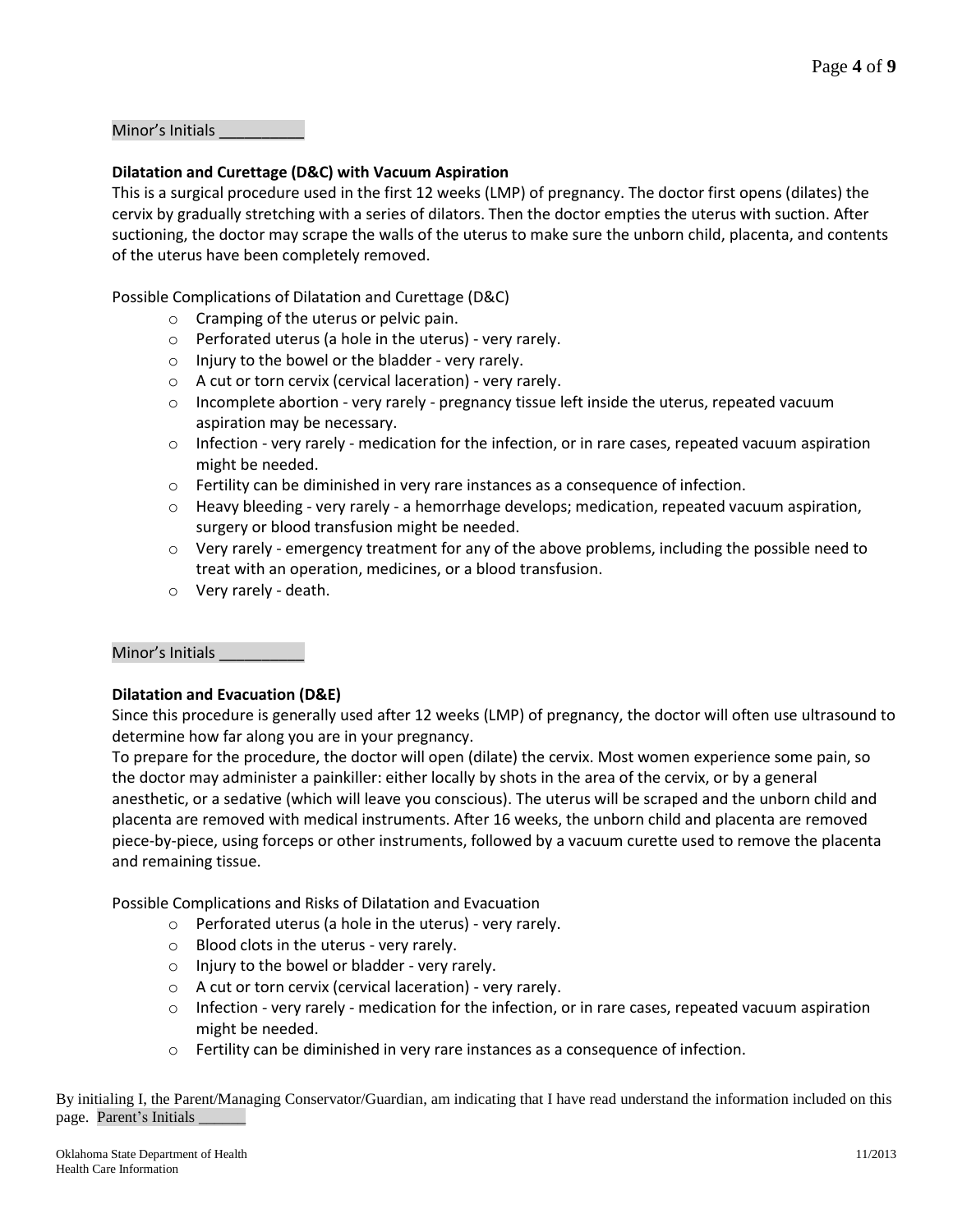Minor's Initials __________

**Dilatation and Curettage (D&C) with Vacuum Aspiration**

This is a surgical procedure used in the first 12 weeks (LMP) of pregnancy. The doctor first opens (dilates) the cervix by gradually stretching with a series of dilators. Then the doctor empties the uterus with suction. After suctioning, the doctor may scrape the walls of the uterus to make sure the unborn child, placenta, and contents of the uterus have been completely removed.

Possible Complications of Dilatation and Curettage (D&C)

- Cramping of the uterus or pelvic pain.
- Perforated uterus (a hole in the uterus) - very rarely.
- Injury to the bowel or the bladder - very rarely.
- A cut or torn cervix (cervical laceration) - very rarely.
- Incomplete abortion - very rarely - pregnancy tissue left inside the uterus, repeated vacuum aspiration may be necessary.
- Infection - very rarely - medication for the infection, or in rare cases, repeated vacuum aspiration might be needed.
- Fertility can be diminished in very rare instances as a consequence of infection.
- Heavy bleeding - very rarely - a hemorrhage develops; medication, repeated vacuum aspiration, surgery or blood transfusion might be needed.
- Very rarely - emergency treatment for any of the above problems, including the possible need to treat with an operation, medicines, or a blood transfusion.
- Very rarely - death.

Minor's Initials __________

**Dilatation and Evacuation (D&E)**

Since this procedure is generally used after 12 weeks (LMP) of pregnancy, the doctor will often use ultrasound to determine how far along you are in your pregnancy.

To prepare for the procedure, the doctor will open (dilate) the cervix. Most women experience some pain, so the doctor may administer a painkiller: either locally by shots in the area of the cervix, or by a general anesthetic, or a sedative (which will leave you conscious). The uterus will be scraped and the unborn child and placenta are removed with medical instruments. After 16 weeks, the unborn child and placenta are removed piece-by-piece, using forceps or other instruments, followed by a vacuum curette used to remove the placenta and remaining tissue.

Possible Complications and Risks of Dilatation and Evacuation

- Perforated uterus (a hole in the uterus) - very rarely.
- Blood clots in the uterus - very rarely.
- Injury to the bowel or bladder - very rarely.
- A cut or torn cervix (cervical laceration) - very rarely.
- Infection - very rarely - medication for the infection, or in rare cases, repeated vacuum aspiration might be needed.
- Fertility can be diminished in very rare instances as a consequence of infection.

By initialing I, the Parent/Managing Conservator/Guardian, am indicating that I have read understand the information included on this page. Parent's Initials ______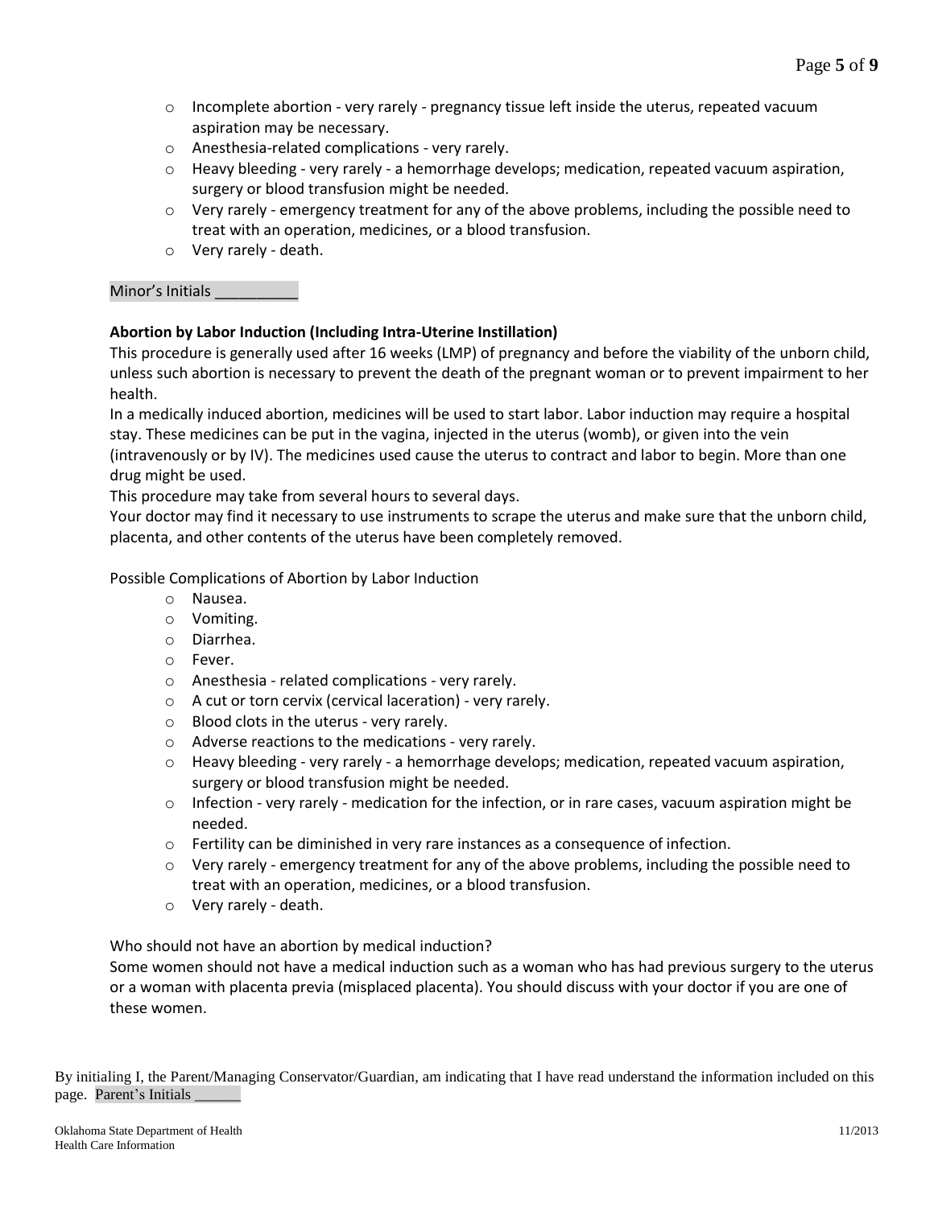- Incomplete abortion - very rarely - pregnancy tissue left inside the uterus, repeated vacuum aspiration may be necessary.
- Anesthesia-related complications - very rarely.
- Heavy bleeding - very rarely - a hemorrhage develops; medication, repeated vacuum aspiration, surgery or blood transfusion might be needed.
- Very rarely - emergency treatment for any of the above problems, including the possible need to treat with an operation, medicines, or a blood transfusion.
- Very rarely - death.

Minor's Initials __________

**Abortion by Labor Induction (Including Intra-Uterine Instillation)**

This procedure is generally used after 16 weeks (LMP) of pregnancy and before the viability of the unborn child, unless such abortion is necessary to prevent the death of the pregnant woman or to prevent impairment to her health.

In a medically induced abortion, medicines will be used to start labor. Labor induction may require a hospital stay. These medicines can be put in the vagina, injected in the uterus (womb), or given into the vein (intravenously or by IV). The medicines used cause the uterus to contract and labor to begin. More than one drug might be used.

This procedure may take from several hours to several days.

Your doctor may find it necessary to use instruments to scrape the uterus and make sure that the unborn child, placenta, and other contents of the uterus have been completely removed.

Possible Complications of Abortion by Labor Induction

- Nausea.
- Vomiting.
- Diarrhea.
- Fever.
- Anesthesia - related complications - very rarely.
- A cut or torn cervix (cervical laceration) - very rarely.
- Blood clots in the uterus - very rarely.
- Adverse reactions to the medications - very rarely.
- Heavy bleeding - very rarely - a hemorrhage develops; medication, repeated vacuum aspiration, surgery or blood transfusion might be needed.
- Infection - very rarely - medication for the infection, or in rare cases, vacuum aspiration might be needed.
- Fertility can be diminished in very rare instances as a consequence of infection.
- Very rarely - emergency treatment for any of the above problems, including the possible need to treat with an operation, medicines, or a blood transfusion.
- Very rarely - death.

Who should not have an abortion by medical induction?

Some women should not have a medical induction such as a woman who has had previous surgery to the uterus or a woman with placenta previa (misplaced placenta). You should discuss with your doctor if you are one of these women.

By initialing I, the Parent/Managing Conservator/Guardian, am indicating that I have read understand the information included on this page. Parent's Initials ______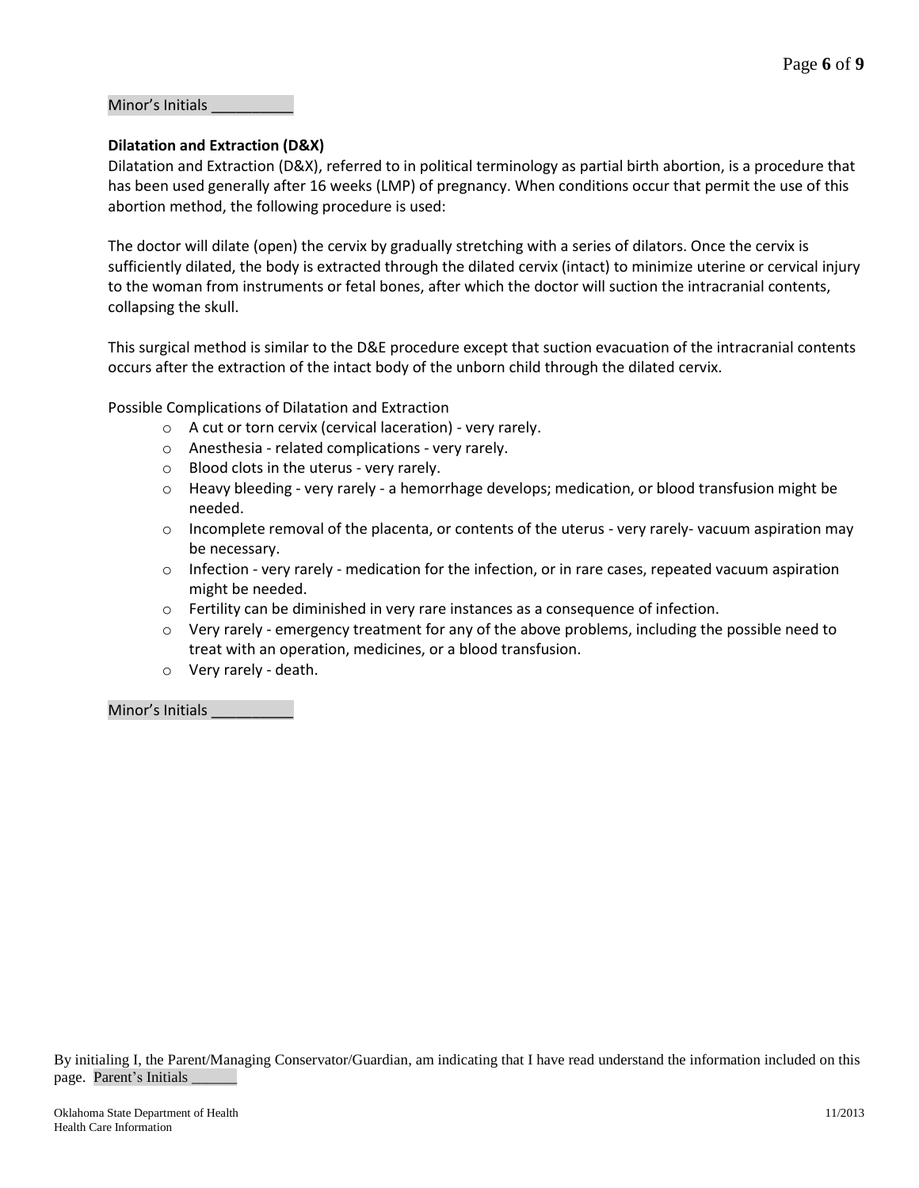Minor's Initials __________

**Dilatation and Extraction (D&X)**

Dilatation and Extraction (D&X), referred to in political terminology as partial birth abortion, is a procedure that has been used generally after 16 weeks (LMP) of pregnancy. When conditions occur that permit the use of this abortion method, the following procedure is used:

The doctor will dilate (open) the cervix by gradually stretching with a series of dilators. Once the cervix is sufficiently dilated, the body is extracted through the dilated cervix (intact) to minimize uterine or cervical injury to the woman from instruments or fetal bones, after which the doctor will suction the intracranial contents, collapsing the skull.

This surgical method is similar to the D&E procedure except that suction evacuation of the intracranial contents occurs after the extraction of the intact body of the unborn child through the dilated cervix.

Possible Complications of Dilatation and Extraction

- A cut or torn cervix (cervical laceration) - very rarely.
- Anesthesia - related complications - very rarely.
- Blood clots in the uterus - very rarely.
- Heavy bleeding - very rarely - a hemorrhage develops; medication, or blood transfusion might be needed.
- Incomplete removal of the placenta, or contents of the uterus - very rarely- vacuum aspiration may be necessary.
- Infection - very rarely - medication for the infection, or in rare cases, repeated vacuum aspiration might be needed.
- Fertility can be diminished in very rare instances as a consequence of infection.
- Very rarely - emergency treatment for any of the above problems, including the possible need to treat with an operation, medicines, or a blood transfusion.
- Very rarely - death.

Minor's Initials __________

By initialing I, the Parent/Managing Conservator/Guardian, am indicating that I have read understand the information included on this page. Parent's Initials ______

Oklahoma State Department of Health
Health Care Information

11/2013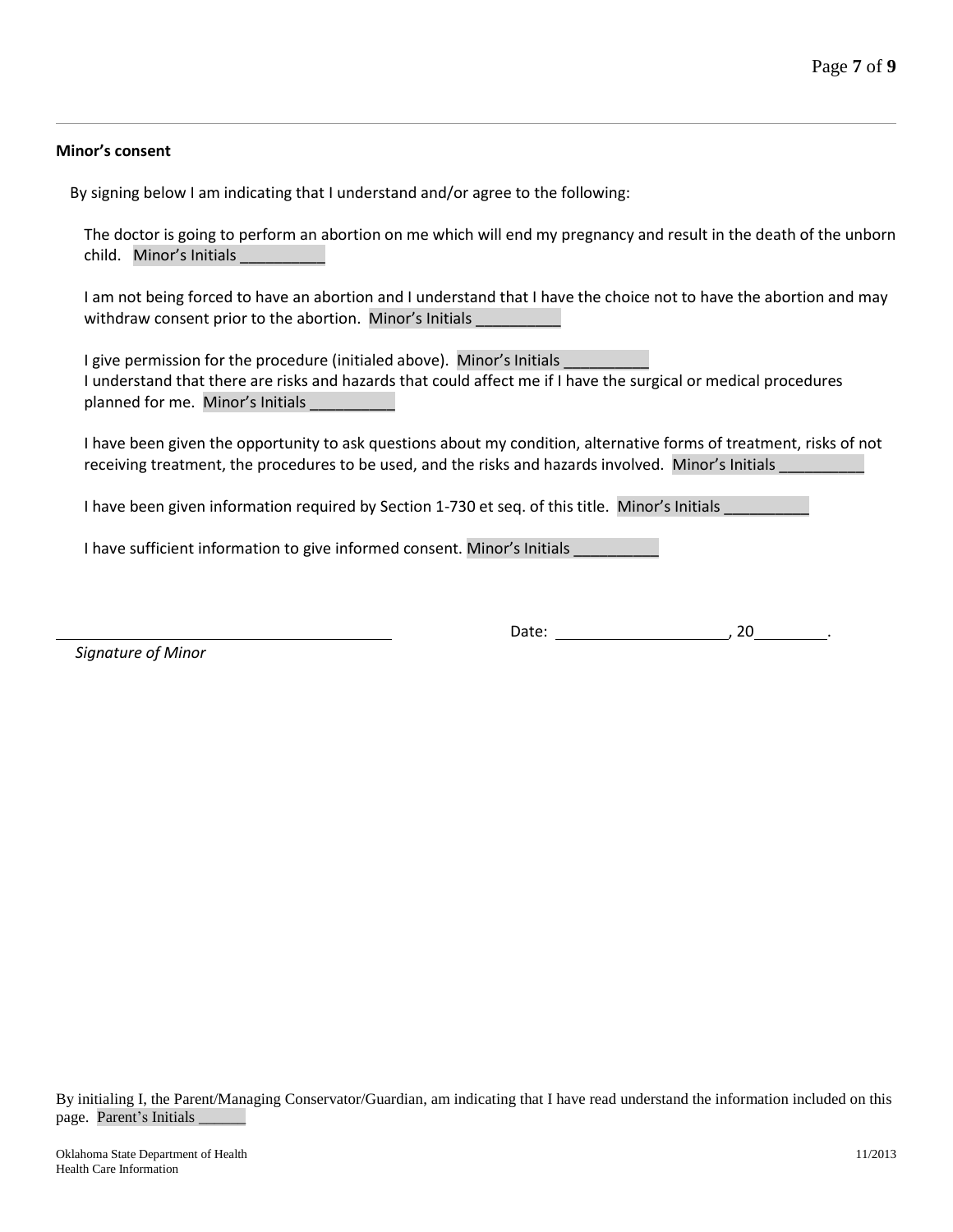**Minor's consent**

By signing below I am indicating that I understand and/or agree to the following:

The doctor is going to perform an abortion on me which will end my pregnancy and result in the death of the unborn child. Minor's Initials __________

I am not being forced to have an abortion and I understand that I have the choice not to have the abortion and may withdraw consent prior to the abortion. Minor's Initials __________

I give permission for the procedure (initialed above). Minor's Initials __________
I understand that there are risks and hazards that could affect me if I have the surgical or medical procedures planned for me. Minor's Initials __________

I have been given the opportunity to ask questions about my condition, alternative forms of treatment, risks of not receiving treatment, the procedures to be used, and the risks and hazards involved. Minor's Initials __________

I have been given information required by Section 1-730 et seq. of this title. Minor's Initials __________

I have sufficient information to give informed consent. Minor's Initials __________

________________________________________ Date: ____________________, 20_________.
*Signature of Minor*

By initialing I, the Parent/Managing Conservator/Guardian, am indicating that I have read understand the information included on this page. Parent's Initials ______

Oklahoma State Department of Health
Health Care Information

11/2013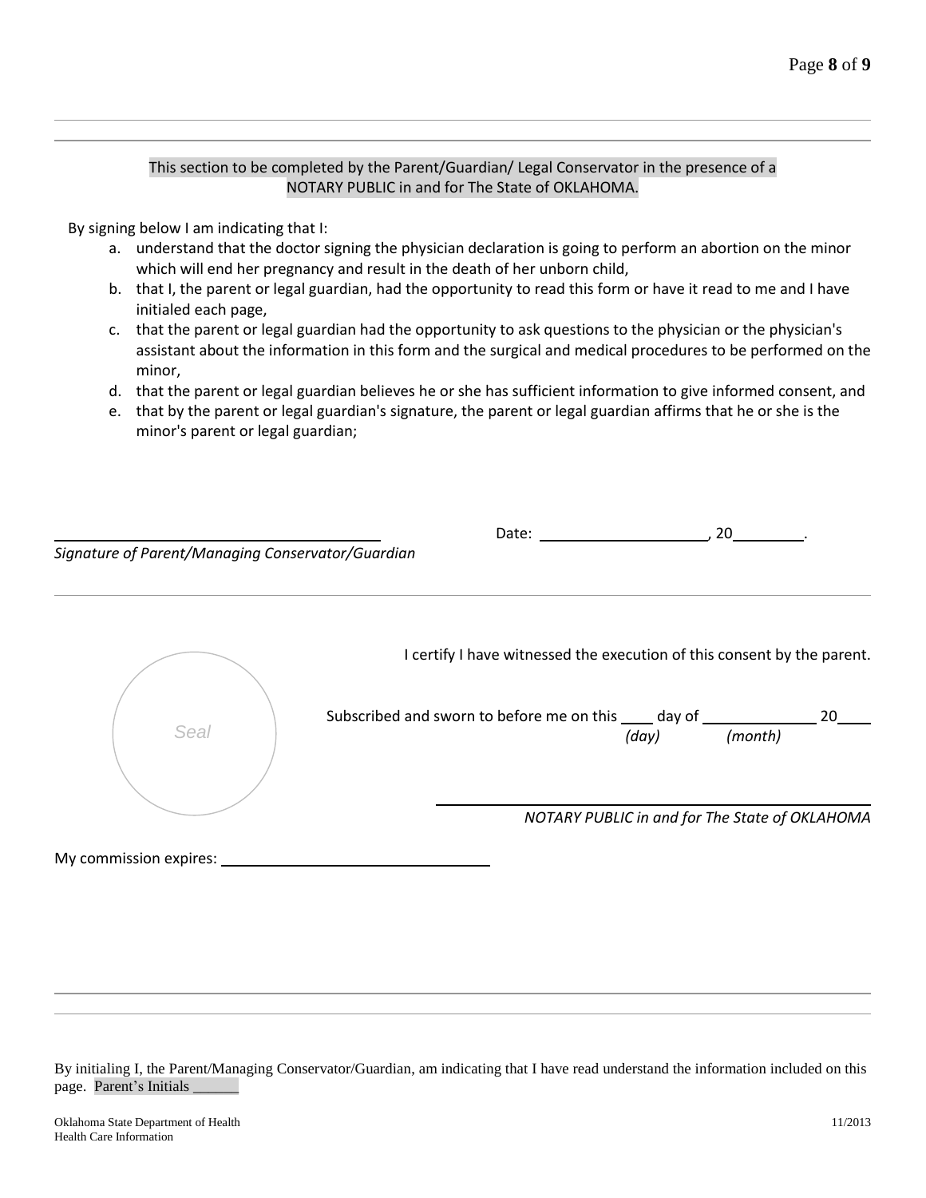This section to be completed by the Parent/Guardian/ Legal Conservator in the presence of a NOTARY PUBLIC in and for The State of OKLAHOMA.

By signing below I am indicating that I:

a. understand that the doctor signing the physician declaration is going to perform an abortion on the minor which will end her pregnancy and result in the death of her unborn child,
b. that I, the parent or legal guardian, had the opportunity to read this form or have it read to me and I have initialed each page,
c. that the parent or legal guardian had the opportunity to ask questions to the physician or the physician's assistant about the information in this form and the surgical and medical procedures to be performed on the minor,
d. that the parent or legal guardian believes he or she has sufficient information to give informed consent, and
e. that by the parent or legal guardian's signature, the parent or legal guardian affirms that he or she is the minor's parent or legal guardian;

______________________________________ Date: ____________________, 20________.

*Signature of Parent/Managing Conservator/Guardian*

---

Seal

I certify I have witnessed the execution of this consent by the parent.

Subscribed and sworn to before me on this ____ day of ______________ 20____
*(day)* *(month)*

______________________________________

*NOTARY PUBLIC in and for The State of OKLAHOMA*

My commission expires: ________________________________

---

By initialing I, the Parent/Managing Conservator/Guardian, am indicating that I have read understand the information included on this page. Parent's Initials ______

Oklahoma State Department of Health
Health Care Information

11/2013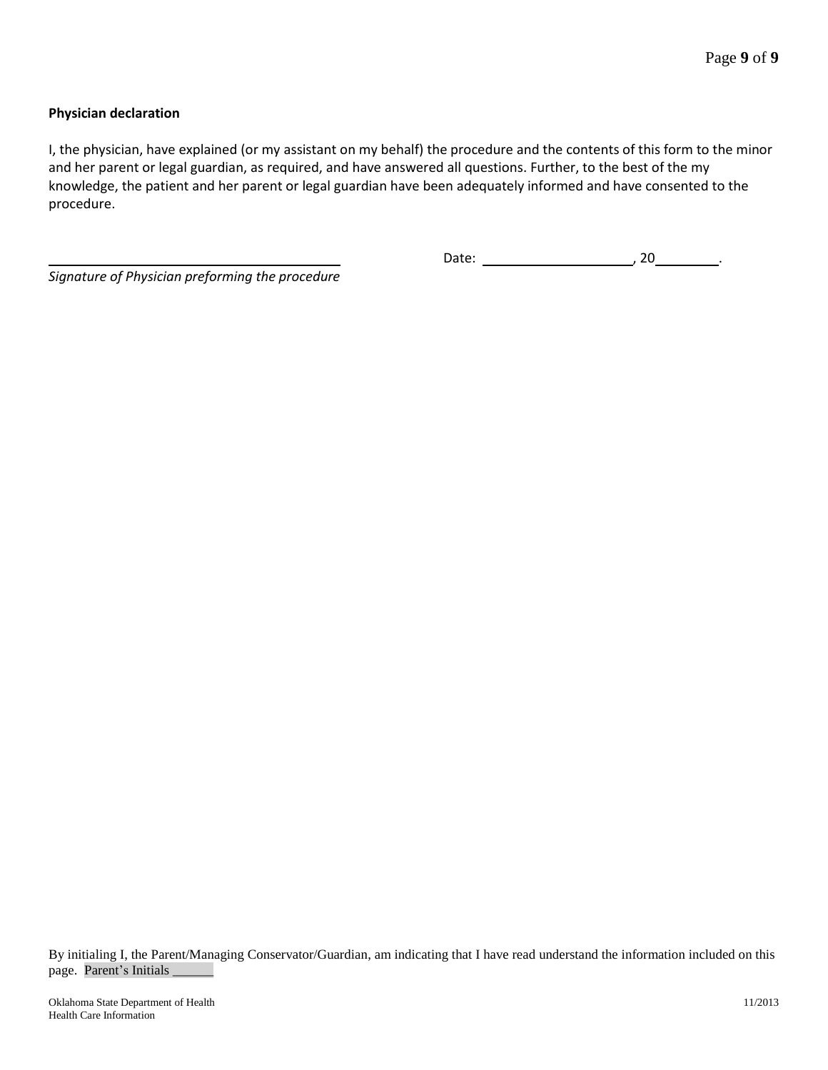**Physician declaration**

I, the physician, have explained (or my assistant on my behalf) the procedure and the contents of this form to the minor and her parent or legal guardian, as required, and have answered all questions. Further, to the best of the my knowledge, the patient and her parent or legal guardian have been adequately informed and have consented to the procedure.

______________________________________ Date: ____________________, 20________.

*Signature of Physician preforming the procedure*

By initialing I, the Parent/Managing Conservator/Guardian, am indicating that I have read understand the information included on this page. Parent's Initials ______

Oklahoma State Department of Health
Health Care Information

11/2013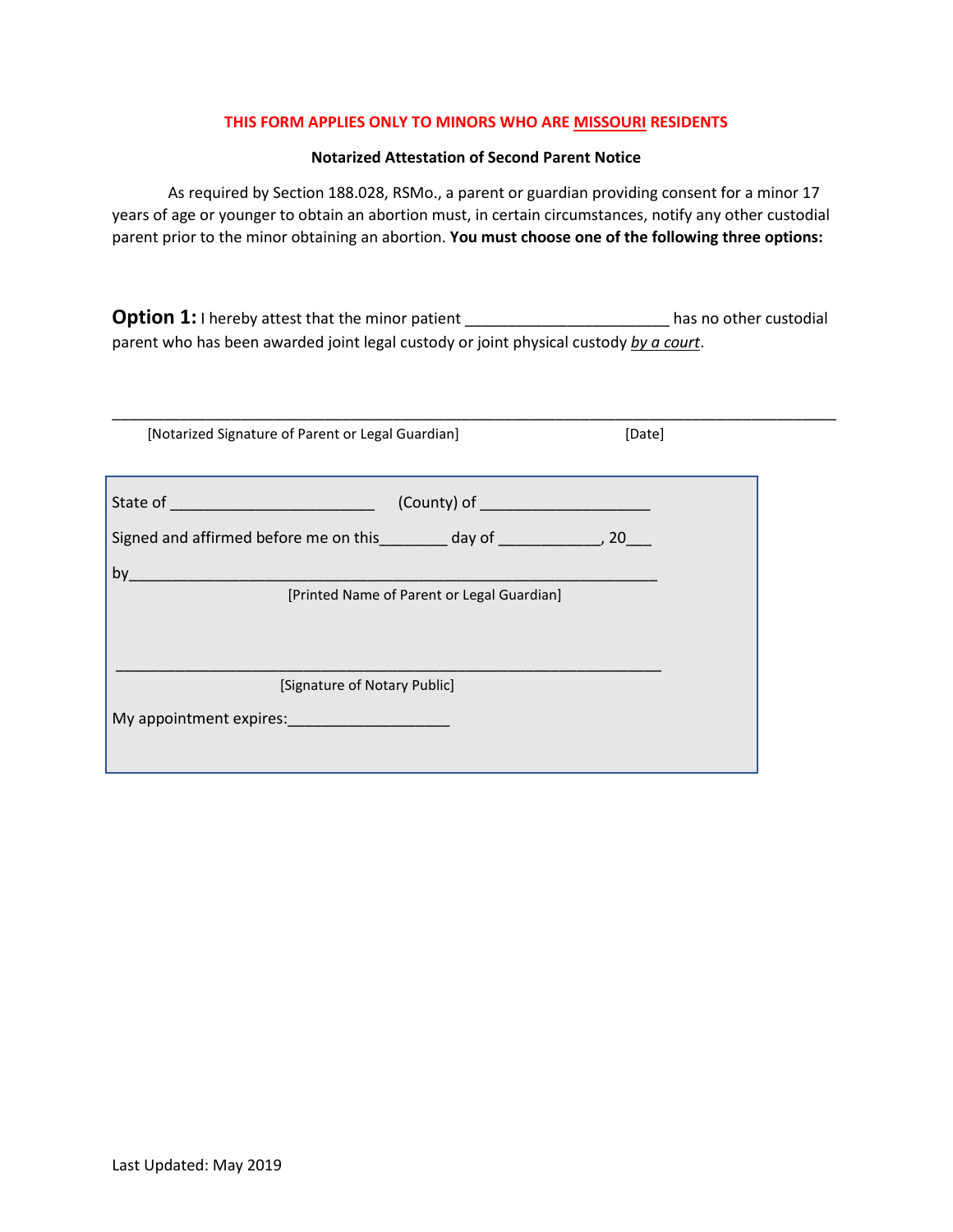**THIS FORM APPLIES ONLY TO MINORS WHO ARE MISSOURI RESIDENTS**

**Notarized Attestation of Second Parent Notice**

As required by Section 188.028, RSMo., a parent or guardian providing consent for a minor 17 years of age or younger to obtain an abortion must, in certain circumstances, notify any other custodial parent prior to the minor obtaining an abortion. **You must choose one of the following three options:**

**Option 1:** I hereby attest that the minor patient _______________________ has no other custodial parent who has been awarded joint legal custody or joint physical custody *by a court*.

___________________________________________________________________________________

[Notarized Signature of Parent or Legal Guardian] [Date]

State of _______________________ (County) of ___________________

Signed and affirmed before me on this________ day of ____________, 20___

by___________________________________________________________

[Printed Name of Parent or Legal Guardian]

____________________________________________________________

[Signature of Notary Public]

My appointment expires:__________________

Last Updated: May 2019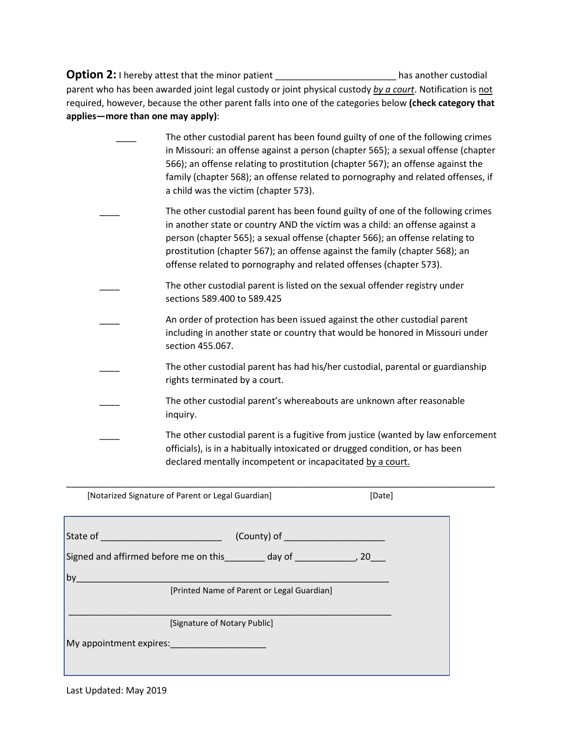**Option 2:** I hereby attest that the minor patient _______________________ has another custodial parent who has been awarded joint legal custody or joint physical custody *by a court*. Notification is not required, however, because the other parent falls into one of the categories below **(check category that applies—more than one may apply)**:

____ The other custodial parent has been found guilty of one of the following crimes in Missouri: an offense against a person (chapter 565); a sexual offense (chapter 566); an offense relating to prostitution (chapter 567); an offense against the family (chapter 568); an offense related to pornography and related offenses, if a child was the victim (chapter 573).

____ The other custodial parent has been found guilty of one of the following crimes in another state or country AND the victim was a child: an offense against a person (chapter 565); a sexual offense (chapter 566); an offense relating to prostitution (chapter 567); an offense against the family (chapter 568); an offense related to pornography and related offenses (chapter 573).

____ The other custodial parent is listed on the sexual offender registry under sections 589.400 to 589.425

____ An order of protection has been issued against the other custodial parent including in another state or country that would be honored in Missouri under section 455.067.

____ The other custodial parent has had his/her custodial, parental or guardianship rights terminated by a court.

____ The other custodial parent's whereabouts are unknown after reasonable inquiry.

____ The other custodial parent is a fugitive from justice (wanted by law enforcement officials), is in a habitually intoxicated or drugged condition, or has been declared mentally incompetent or incapacitated by a court.

_____________________________________________________________________________________

[Notarized Signature of Parent or Legal Guardian] [Date]

State of _______________________ (County) of ____________________

Signed and affirmed before me on this________ day of ____________, 20___

by______________________________________________________________

[Printed Name of Parent or Legal Guardian]

________________________________________________________________

[Signature of Notary Public]

My appointment expires:__________________

Last Updated: May 2019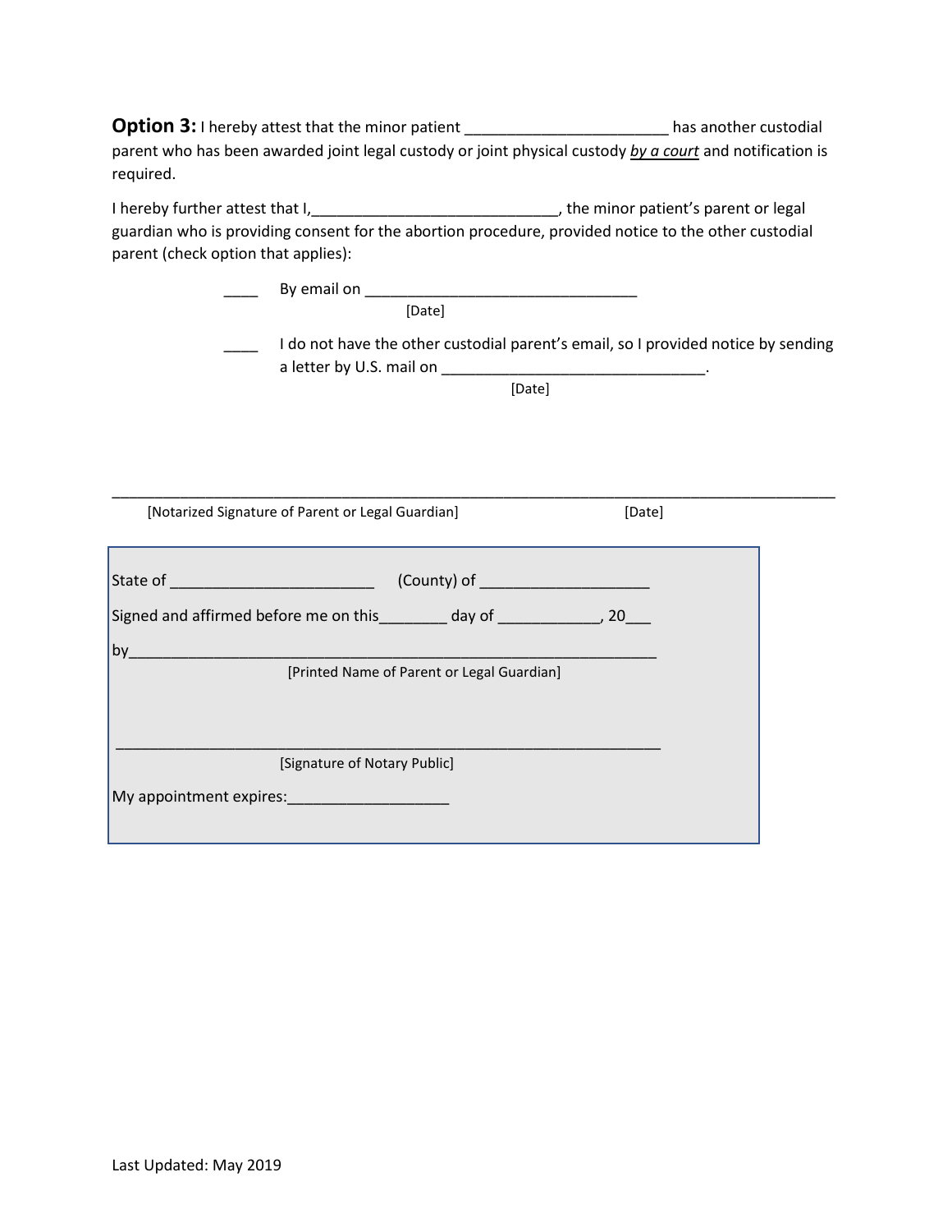**Option 3:** I hereby attest that the minor patient _______________________ has another custodial parent who has been awarded joint legal custody or joint physical custody ***by a court*** and notification is required.

I hereby further attest that I,____________________________, the minor patient's parent or legal guardian who is providing consent for the abortion procedure, provided notice to the other custodial parent (check option that applies):

____ By email on _______________________________
[Date]

____ I do not have the other custodial parent's email, so I provided notice by sending a letter by U.S. mail on ______________________________.
[Date]

_____________________________________________________________________________________

[Notarized Signature of Parent or Legal Guardian] [Date]

State of _______________________ (County) of ___________________

Signed and affirmed before me on this________ day of ____________, 20___

by____________________________________________________________
[Printed Name of Parent or Legal Guardian]

______________________________________________________________
[Signature of Notary Public]

My appointment expires:__________________

Last Updated: May 2019